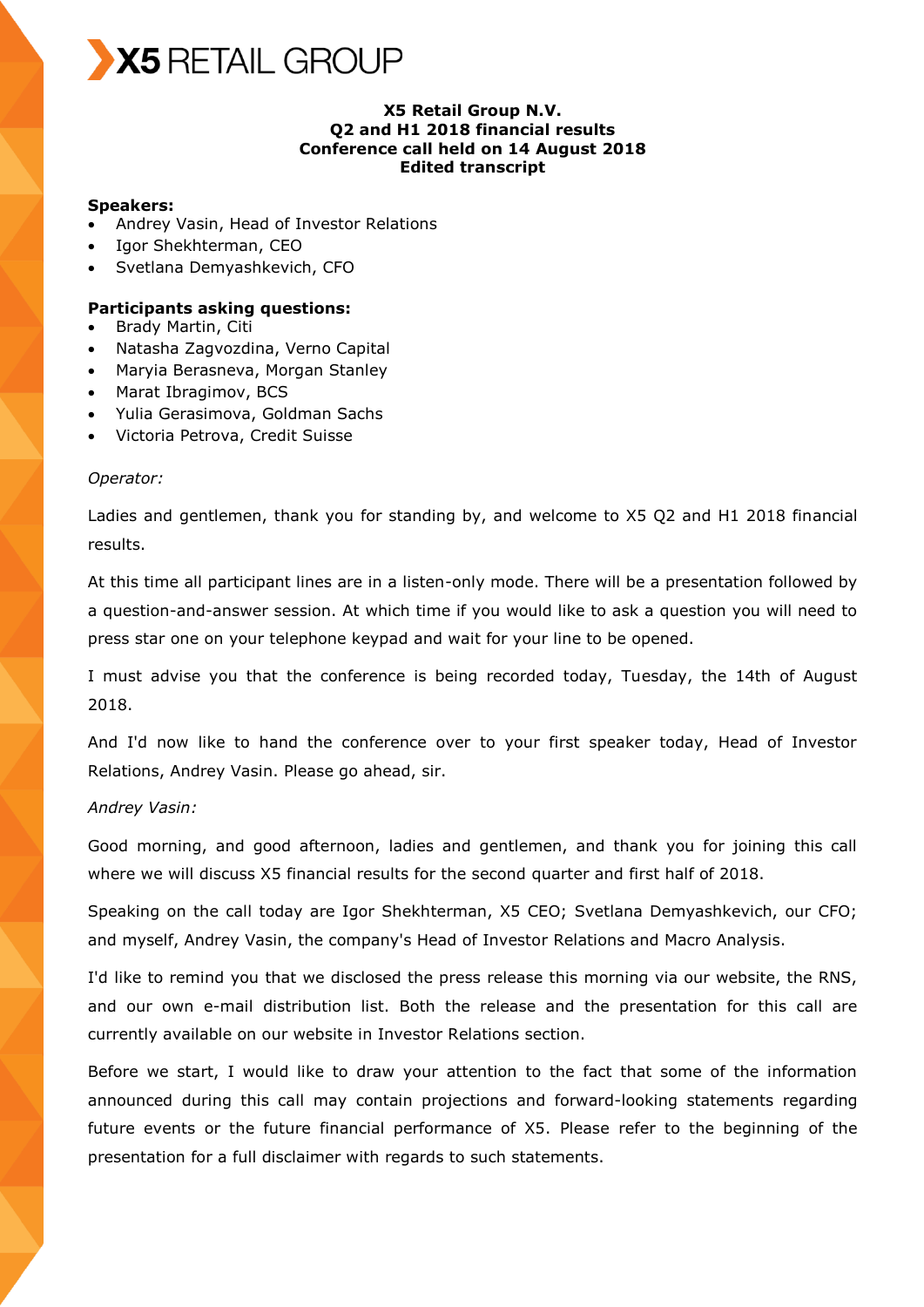**X5 RETAIL GROUP**

**X5 Retail Group N.V.**
**Q2 and H1 2018 financial results**
**Conference call held on 14 August 2018**
**Edited transcript**

**Speakers:**

- Andrey Vasin, Head of Investor Relations
- Igor Shekhterman, CEO
- Svetlana Demyashkevich, CFO

**Participants asking questions:**

- Brady Martin, Citi
- Natasha Zagvozdina, Verno Capital
- Maryia Berasneva, Morgan Stanley
- Marat Ibragimov, BCS
- Yulia Gerasimova, Goldman Sachs
- Victoria Petrova, Credit Suisse

*Operator:*

Ladies and gentlemen, thank you for standing by, and welcome to X5 Q2 and H1 2018 financial results.

At this time all participant lines are in a listen-only mode. There will be a presentation followed by a question-and-answer session. At which time if you would like to ask a question you will need to press star one on your telephone keypad and wait for your line to be opened.

I must advise you that the conference is being recorded today, Tuesday, the 14th of August 2018.

And I'd now like to hand the conference over to your first speaker today, Head of Investor Relations, Andrey Vasin. Please go ahead, sir.

*Andrey Vasin:*

Good morning, and good afternoon, ladies and gentlemen, and thank you for joining this call where we will discuss X5 financial results for the second quarter and first half of 2018.

Speaking on the call today are Igor Shekhterman, X5 CEO; Svetlana Demyashkevich, our CFO; and myself, Andrey Vasin, the company's Head of Investor Relations and Macro Analysis.

I'd like to remind you that we disclosed the press release this morning via our website, the RNS, and our own e-mail distribution list. Both the release and the presentation for this call are currently available on our website in Investor Relations section.

Before we start, I would like to draw your attention to the fact that some of the information announced during this call may contain projections and forward-looking statements regarding future events or the future financial performance of X5. Please refer to the beginning of the presentation for a full disclaimer with regards to such statements.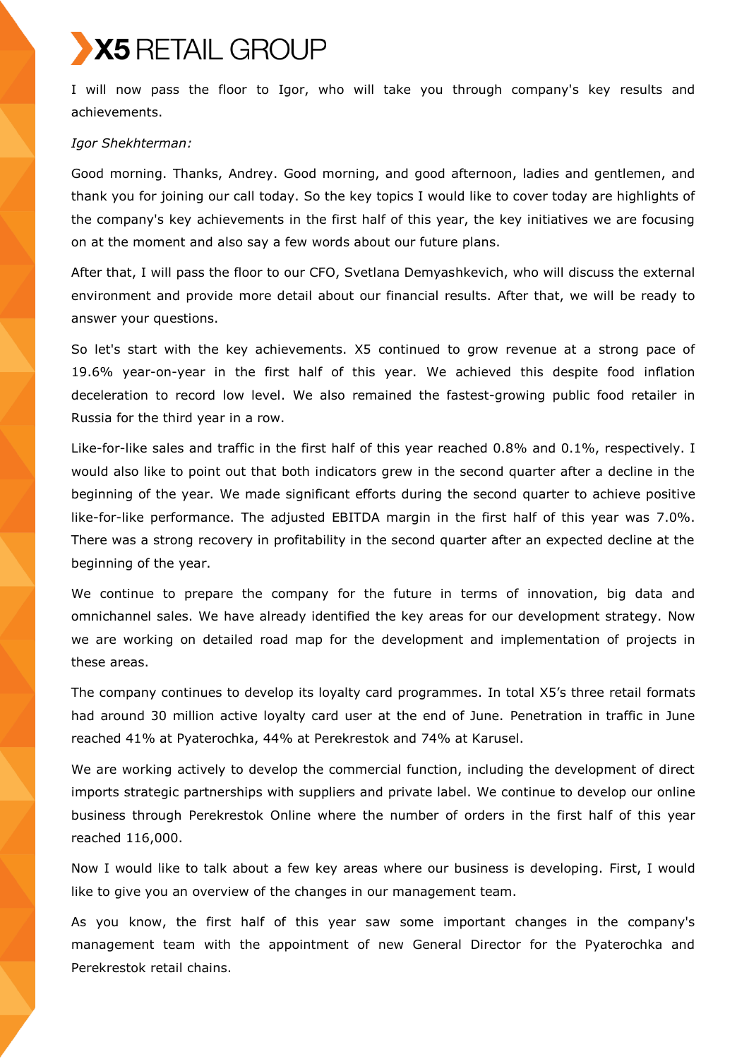I will now pass the floor to Igor, who will take you through company's key results and achievements.

*Igor Shekhterman:*

Good morning. Thanks, Andrey. Good morning, and good afternoon, ladies and gentlemen, and thank you for joining our call today. So the key topics I would like to cover today are highlights of the company's key achievements in the first half of this year, the key initiatives we are focusing on at the moment and also say a few words about our future plans.

After that, I will pass the floor to our CFO, Svetlana Demyashkevich, who will discuss the external environment and provide more detail about our financial results. After that, we will be ready to answer your questions.

So let's start with the key achievements. X5 continued to grow revenue at a strong pace of 19.6% year-on-year in the first half of this year. We achieved this despite food inflation deceleration to record low level. We also remained the fastest-growing public food retailer in Russia for the third year in a row.

Like-for-like sales and traffic in the first half of this year reached 0.8% and 0.1%, respectively. I would also like to point out that both indicators grew in the second quarter after a decline in the beginning of the year. We made significant efforts during the second quarter to achieve positive like-for-like performance. The adjusted EBITDA margin in the first half of this year was 7.0%. There was a strong recovery in profitability in the second quarter after an expected decline at the beginning of the year.

We continue to prepare the company for the future in terms of innovation, big data and omnichannel sales. We have already identified the key areas for our development strategy. Now we are working on detailed road map for the development and implementation of projects in these areas.

The company continues to develop its loyalty card programmes. In total X5's three retail formats had around 30 million active loyalty card user at the end of June. Penetration in traffic in June reached 41% at Pyaterochka, 44% at Perekrestok and 74% at Karusel.

We are working actively to develop the commercial function, including the development of direct imports strategic partnerships with suppliers and private label. We continue to develop our online business through Perekrestok Online where the number of orders in the first half of this year reached 116,000.

Now I would like to talk about a few key areas where our business is developing. First, I would like to give you an overview of the changes in our management team.

As you know, the first half of this year saw some important changes in the company's management team with the appointment of new General Director for the Pyaterochka and Perekrestok retail chains.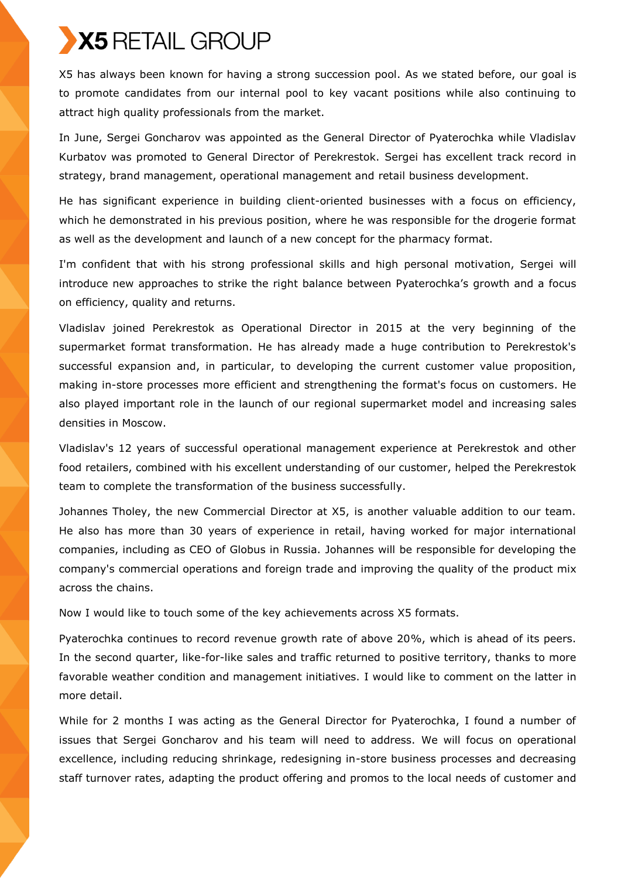X5 has always been known for having a strong succession pool. As we stated before, our goal is to promote candidates from our internal pool to key vacant positions while also continuing to attract high quality professionals from the market.

In June, Sergei Goncharov was appointed as the General Director of Pyaterochka while Vladislav Kurbatov was promoted to General Director of Perekrestok. Sergei has excellent track record in strategy, brand management, operational management and retail business development.

He has significant experience in building client-oriented businesses with a focus on efficiency, which he demonstrated in his previous position, where he was responsible for the drogerie format as well as the development and launch of a new concept for the pharmacy format.

I'm confident that with his strong professional skills and high personal motivation, Sergei will introduce new approaches to strike the right balance between Pyaterochka's growth and a focus on efficiency, quality and returns.

Vladislav joined Perekrestok as Operational Director in 2015 at the very beginning of the supermarket format transformation. He has already made a huge contribution to Perekrestok's successful expansion and, in particular, to developing the current customer value proposition, making in-store processes more efficient and strengthening the format's focus on customers. He also played important role in the launch of our regional supermarket model and increasing sales densities in Moscow.

Vladislav's 12 years of successful operational management experience at Perekrestok and other food retailers, combined with his excellent understanding of our customer, helped the Perekrestok team to complete the transformation of the business successfully.

Johannes Tholey, the new Commercial Director at X5, is another valuable addition to our team. He also has more than 30 years of experience in retail, having worked for major international companies, including as CEO of Globus in Russia. Johannes will be responsible for developing the company's commercial operations and foreign trade and improving the quality of the product mix across the chains.

Now I would like to touch some of the key achievements across X5 formats.

Pyaterochka continues to record revenue growth rate of above 20%, which is ahead of its peers. In the second quarter, like-for-like sales and traffic returned to positive territory, thanks to more favorable weather condition and management initiatives. I would like to comment on the latter in more detail.

While for 2 months I was acting as the General Director for Pyaterochka, I found a number of issues that Sergei Goncharov and his team will need to address. We will focus on operational excellence, including reducing shrinkage, redesigning in-store business processes and decreasing staff turnover rates, adapting the product offering and promos to the local needs of customer and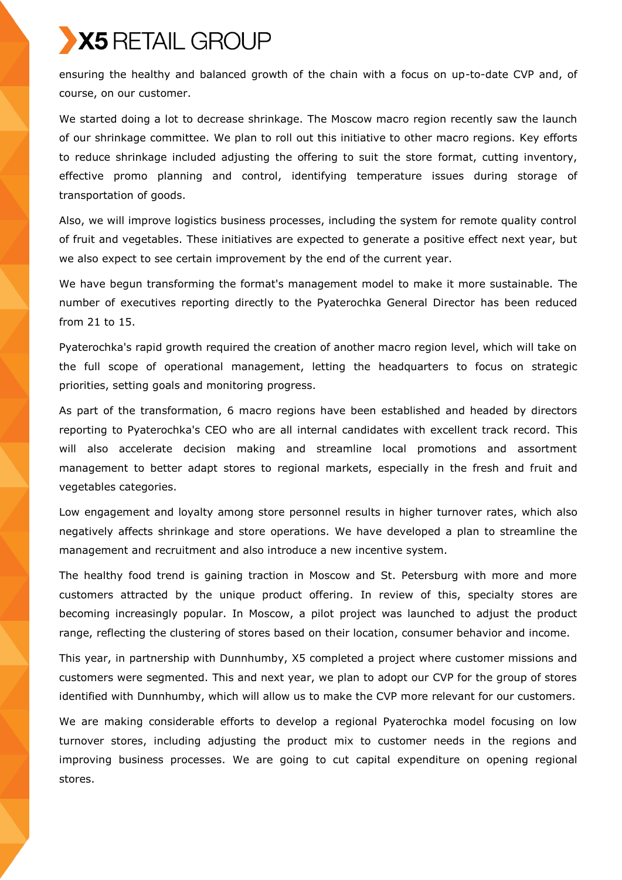ensuring the healthy and balanced growth of the chain with a focus on up-to-date CVP and, of course, on our customer.

We started doing a lot to decrease shrinkage. The Moscow macro region recently saw the launch of our shrinkage committee. We plan to roll out this initiative to other macro regions. Key efforts to reduce shrinkage included adjusting the offering to suit the store format, cutting inventory, effective promo planning and control, identifying temperature issues during storage of transportation of goods.

Also, we will improve logistics business processes, including the system for remote quality control of fruit and vegetables. These initiatives are expected to generate a positive effect next year, but we also expect to see certain improvement by the end of the current year.

We have begun transforming the format's management model to make it more sustainable. The number of executives reporting directly to the Pyaterochka General Director has been reduced from 21 to 15.

Pyaterochka's rapid growth required the creation of another macro region level, which will take on the full scope of operational management, letting the headquarters to focus on strategic priorities, setting goals and monitoring progress.

As part of the transformation, 6 macro regions have been established and headed by directors reporting to Pyaterochka's CEO who are all internal candidates with excellent track record. This will also accelerate decision making and streamline local promotions and assortment management to better adapt stores to regional markets, especially in the fresh and fruit and vegetables categories.

Low engagement and loyalty among store personnel results in higher turnover rates, which also negatively affects shrinkage and store operations. We have developed a plan to streamline the management and recruitment and also introduce a new incentive system.

The healthy food trend is gaining traction in Moscow and St. Petersburg with more and more customers attracted by the unique product offering. In review of this, specialty stores are becoming increasingly popular. In Moscow, a pilot project was launched to adjust the product range, reflecting the clustering of stores based on their location, consumer behavior and income.

This year, in partnership with Dunnhumby, X5 completed a project where customer missions and customers were segmented. This and next year, we plan to adopt our CVP for the group of stores identified with Dunnhumby, which will allow us to make the CVP more relevant for our customers.

We are making considerable efforts to develop a regional Pyaterochka model focusing on low turnover stores, including adjusting the product mix to customer needs in the regions and improving business processes. We are going to cut capital expenditure on opening regional stores.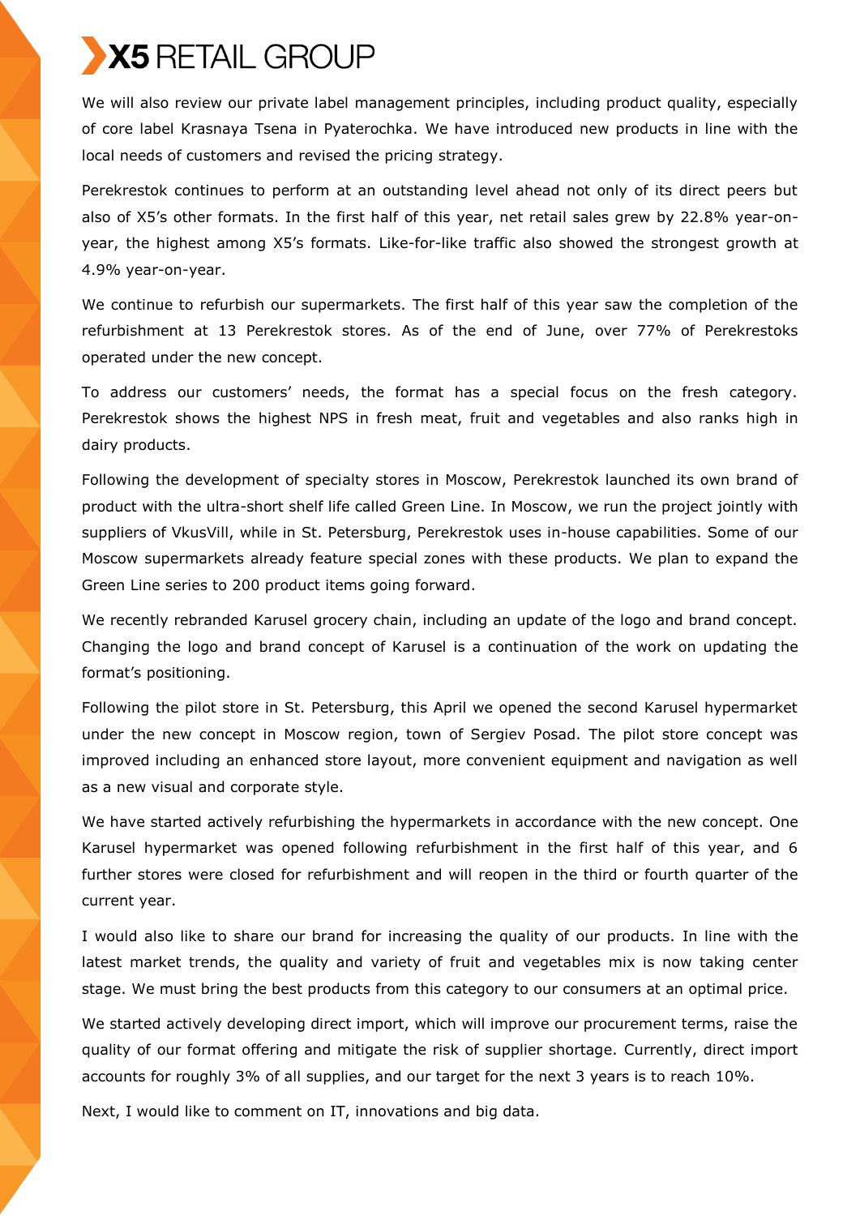We will also review our private label management principles, including product quality, especially of core label Krasnaya Tsena in Pyaterochka. We have introduced new products in line with the local needs of customers and revised the pricing strategy.

Perekrestok continues to perform at an outstanding level ahead not only of its direct peers but also of X5's other formats. In the first half of this year, net retail sales grew by 22.8% year-on-year, the highest among X5's formats. Like-for-like traffic also showed the strongest growth at 4.9% year-on-year.

We continue to refurbish our supermarkets. The first half of this year saw the completion of the refurbishment at 13 Perekrestok stores. As of the end of June, over 77% of Perekrestoks operated under the new concept.

To address our customers' needs, the format has a special focus on the fresh category. Perekrestok shows the highest NPS in fresh meat, fruit and vegetables and also ranks high in dairy products.

Following the development of specialty stores in Moscow, Perekrestok launched its own brand of product with the ultra-short shelf life called Green Line. In Moscow, we run the project jointly with suppliers of VkusVill, while in St. Petersburg, Perekrestok uses in-house capabilities. Some of our Moscow supermarkets already feature special zones with these products. We plan to expand the Green Line series to 200 product items going forward.

We recently rebranded Karusel grocery chain, including an update of the logo and brand concept. Changing the logo and brand concept of Karusel is a continuation of the work on updating the format's positioning.

Following the pilot store in St. Petersburg, this April we opened the second Karusel hypermarket under the new concept in Moscow region, town of Sergiev Posad. The pilot store concept was improved including an enhanced store layout, more convenient equipment and navigation as well as a new visual and corporate style.

We have started actively refurbishing the hypermarkets in accordance with the new concept. One Karusel hypermarket was opened following refurbishment in the first half of this year, and 6 further stores were closed for refurbishment and will reopen in the third or fourth quarter of the current year.

I would also like to share our brand for increasing the quality of our products. In line with the latest market trends, the quality and variety of fruit and vegetables mix is now taking center stage. We must bring the best products from this category to our consumers at an optimal price.

We started actively developing direct import, which will improve our procurement terms, raise the quality of our format offering and mitigate the risk of supplier shortage. Currently, direct import accounts for roughly 3% of all supplies, and our target for the next 3 years is to reach 10%.

Next, I would like to comment on IT, innovations and big data.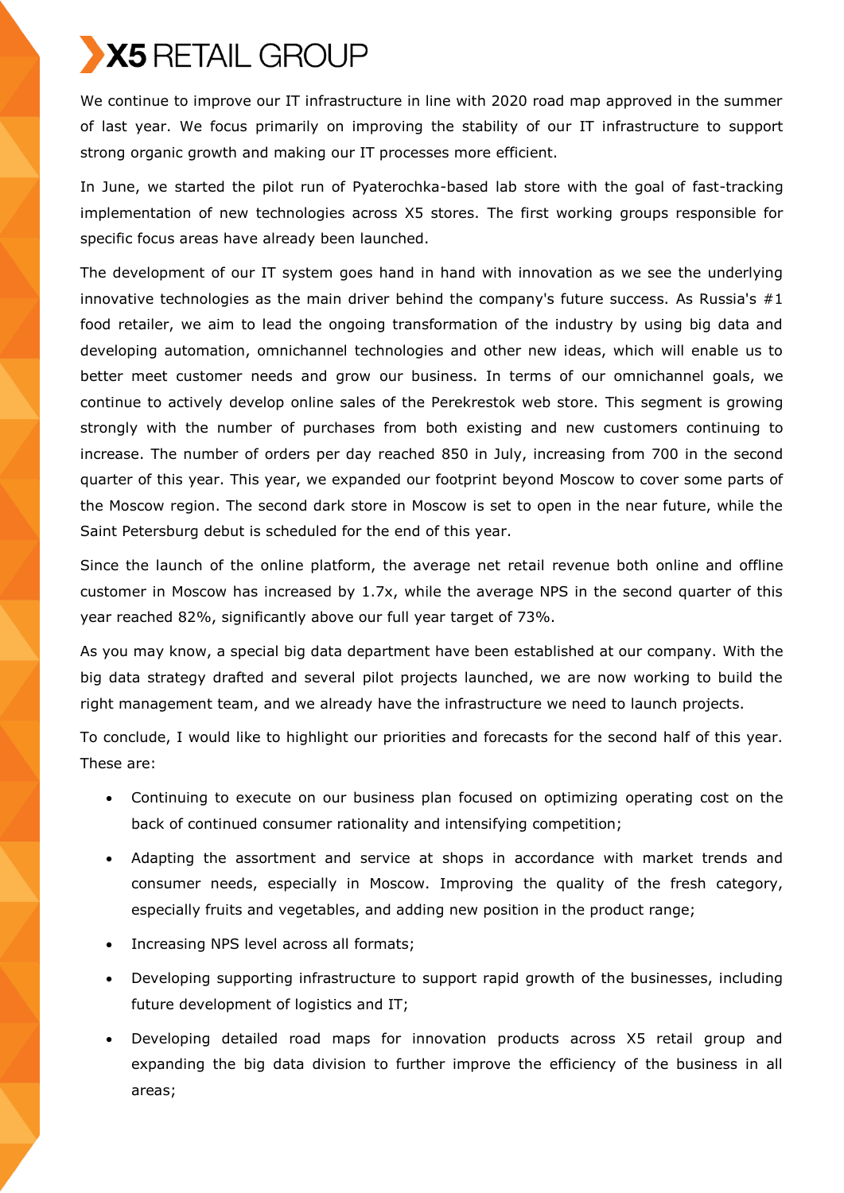We continue to improve our IT infrastructure in line with 2020 road map approved in the summer of last year. We focus primarily on improving the stability of our IT infrastructure to support strong organic growth and making our IT processes more efficient.

In June, we started the pilot run of Pyaterochka-based lab store with the goal of fast-tracking implementation of new technologies across X5 stores. The first working groups responsible for specific focus areas have already been launched.

The development of our IT system goes hand in hand with innovation as we see the underlying innovative technologies as the main driver behind the company's future success. As Russia's #1 food retailer, we aim to lead the ongoing transformation of the industry by using big data and developing automation, omnichannel technologies and other new ideas, which will enable us to better meet customer needs and grow our business. In terms of our omnichannel goals, we continue to actively develop online sales of the Perekrestok web store. This segment is growing strongly with the number of purchases from both existing and new customers continuing to increase. The number of orders per day reached 850 in July, increasing from 700 in the second quarter of this year. This year, we expanded our footprint beyond Moscow to cover some parts of the Moscow region. The second dark store in Moscow is set to open in the near future, while the Saint Petersburg debut is scheduled for the end of this year.

Since the launch of the online platform, the average net retail revenue both online and offline customer in Moscow has increased by 1.7x, while the average NPS in the second quarter of this year reached 82%, significantly above our full year target of 73%.

As you may know, a special big data department have been established at our company. With the big data strategy drafted and several pilot projects launched, we are now working to build the right management team, and we already have the infrastructure we need to launch projects.

To conclude, I would like to highlight our priorities and forecasts for the second half of this year. These are:

- Continuing to execute on our business plan focused on optimizing operating cost on the back of continued consumer rationality and intensifying competition;
- Adapting the assortment and service at shops in accordance with market trends and consumer needs, especially in Moscow. Improving the quality of the fresh category, especially fruits and vegetables, and adding new position in the product range;
- Increasing NPS level across all formats;
- Developing supporting infrastructure to support rapid growth of the businesses, including future development of logistics and IT;
- Developing detailed road maps for innovation products across X5 retail group and expanding the big data division to further improve the efficiency of the business in all areas;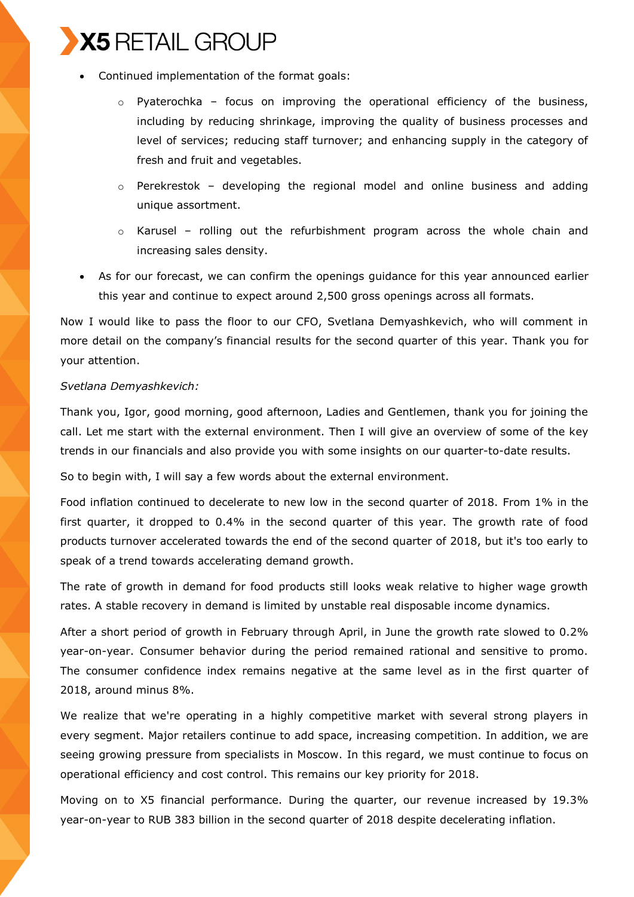- Continued implementation of the format goals:
  - Pyaterochka – focus on improving the operational efficiency of the business, including by reducing shrinkage, improving the quality of business processes and level of services; reducing staff turnover; and enhancing supply in the category of fresh and fruit and vegetables.
  - Perekrestok – developing the regional model and online business and adding unique assortment.
  - Karusel – rolling out the refurbishment program across the whole chain and increasing sales density.
- As for our forecast, we can confirm the openings guidance for this year announced earlier this year and continue to expect around 2,500 gross openings across all formats.

Now I would like to pass the floor to our CFO, Svetlana Demyashkevich, who will comment in more detail on the company's financial results for the second quarter of this year. Thank you for your attention.

*Svetlana Demyashkevich:*

Thank you, Igor, good morning, good afternoon, Ladies and Gentlemen, thank you for joining the call. Let me start with the external environment. Then I will give an overview of some of the key trends in our financials and also provide you with some insights on our quarter-to-date results.

So to begin with, I will say a few words about the external environment.

Food inflation continued to decelerate to new low in the second quarter of 2018. From 1% in the first quarter, it dropped to 0.4% in the second quarter of this year. The growth rate of food products turnover accelerated towards the end of the second quarter of 2018, but it's too early to speak of a trend towards accelerating demand growth.

The rate of growth in demand for food products still looks weak relative to higher wage growth rates. A stable recovery in demand is limited by unstable real disposable income dynamics.

After a short period of growth in February through April, in June the growth rate slowed to 0.2% year-on-year. Consumer behavior during the period remained rational and sensitive to promo. The consumer confidence index remains negative at the same level as in the first quarter of 2018, around minus 8%.

We realize that we're operating in a highly competitive market with several strong players in every segment. Major retailers continue to add space, increasing competition. In addition, we are seeing growing pressure from specialists in Moscow. In this regard, we must continue to focus on operational efficiency and cost control. This remains our key priority for 2018.

Moving on to X5 financial performance. During the quarter, our revenue increased by 19.3% year-on-year to RUB 383 billion in the second quarter of 2018 despite decelerating inflation.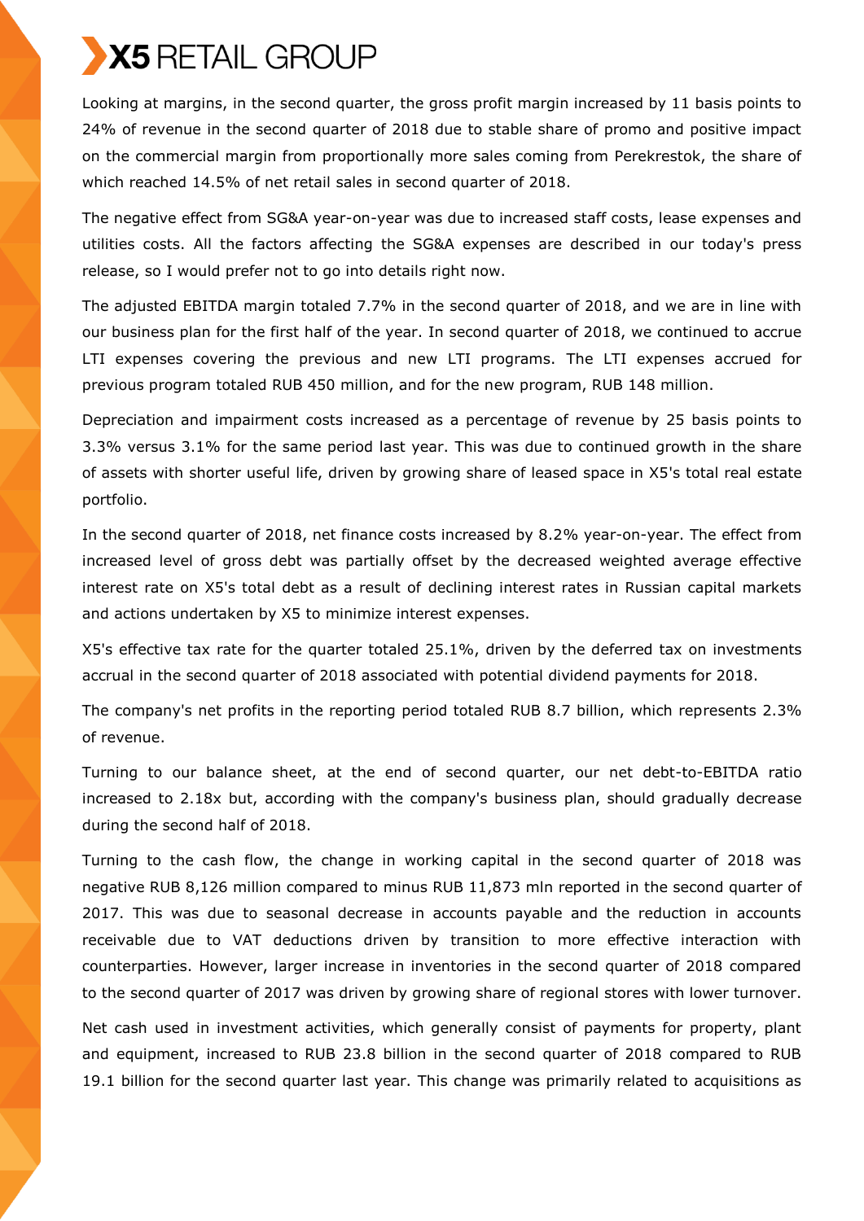Looking at margins, in the second quarter, the gross profit margin increased by 11 basis points to 24% of revenue in the second quarter of 2018 due to stable share of promo and positive impact on the commercial margin from proportionally more sales coming from Perekrestok, the share of which reached 14.5% of net retail sales in second quarter of 2018.

The negative effect from SG&A year-on-year was due to increased staff costs, lease expenses and utilities costs. All the factors affecting the SG&A expenses are described in our today's press release, so I would prefer not to go into details right now.

The adjusted EBITDA margin totaled 7.7% in the second quarter of 2018, and we are in line with our business plan for the first half of the year. In second quarter of 2018, we continued to accrue LTI expenses covering the previous and new LTI programs. The LTI expenses accrued for previous program totaled RUB 450 million, and for the new program, RUB 148 million.

Depreciation and impairment costs increased as a percentage of revenue by 25 basis points to 3.3% versus 3.1% for the same period last year. This was due to continued growth in the share of assets with shorter useful life, driven by growing share of leased space in X5's total real estate portfolio.

In the second quarter of 2018, net finance costs increased by 8.2% year-on-year. The effect from increased level of gross debt was partially offset by the decreased weighted average effective interest rate on X5's total debt as a result of declining interest rates in Russian capital markets and actions undertaken by X5 to minimize interest expenses.

X5's effective tax rate for the quarter totaled 25.1%, driven by the deferred tax on investments accrual in the second quarter of 2018 associated with potential dividend payments for 2018.

The company's net profits in the reporting period totaled RUB 8.7 billion, which represents 2.3% of revenue.

Turning to our balance sheet, at the end of second quarter, our net debt-to-EBITDA ratio increased to 2.18x but, according with the company's business plan, should gradually decrease during the second half of 2018.

Turning to the cash flow, the change in working capital in the second quarter of 2018 was negative RUB 8,126 million compared to minus RUB 11,873 mln reported in the second quarter of 2017. This was due to seasonal decrease in accounts payable and the reduction in accounts receivable due to VAT deductions driven by transition to more effective interaction with counterparties. However, larger increase in inventories in the second quarter of 2018 compared to the second quarter of 2017 was driven by growing share of regional stores with lower turnover.

Net cash used in investment activities, which generally consist of payments for property, plant and equipment, increased to RUB 23.8 billion in the second quarter of 2018 compared to RUB 19.1 billion for the second quarter last year. This change was primarily related to acquisitions as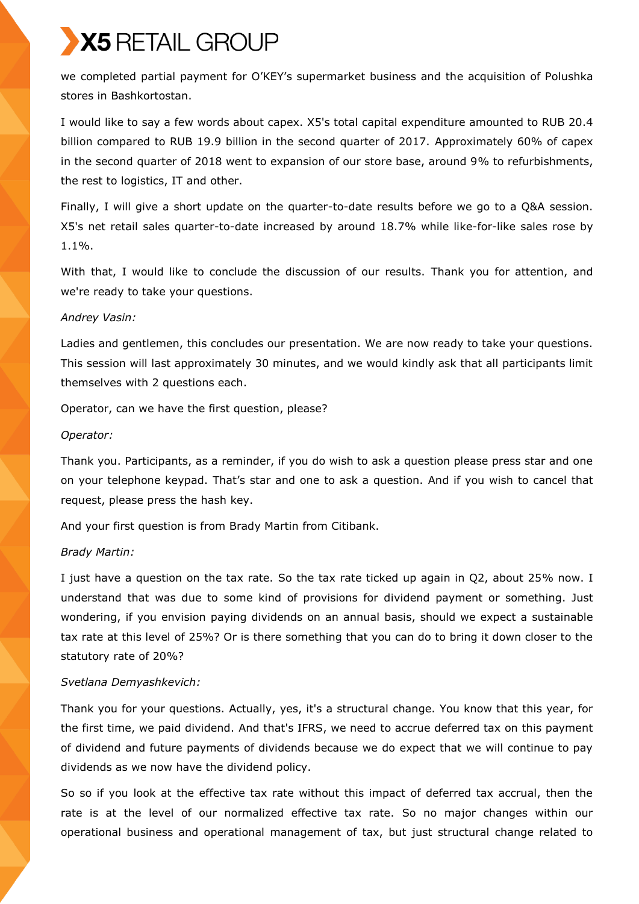we completed partial payment for O'KEY's supermarket business and the acquisition of Polushka stores in Bashkortostan.

I would like to say a few words about capex. X5's total capital expenditure amounted to RUB 20.4 billion compared to RUB 19.9 billion in the second quarter of 2017. Approximately 60% of capex in the second quarter of 2018 went to expansion of our store base, around 9% to refurbishments, the rest to logistics, IT and other.

Finally, I will give a short update on the quarter-to-date results before we go to a Q&A session. X5's net retail sales quarter-to-date increased by around 18.7% while like-for-like sales rose by 1.1%.

With that, I would like to conclude the discussion of our results. Thank you for attention, and we're ready to take your questions.

*Andrey Vasin:*

Ladies and gentlemen, this concludes our presentation. We are now ready to take your questions. This session will last approximately 30 minutes, and we would kindly ask that all participants limit themselves with 2 questions each.

Operator, can we have the first question, please?

*Operator:*

Thank you. Participants, as a reminder, if you do wish to ask a question please press star and one on your telephone keypad. That's star and one to ask a question. And if you wish to cancel that request, please press the hash key.

And your first question is from Brady Martin from Citibank.

*Brady Martin:*

I just have a question on the tax rate. So the tax rate ticked up again in Q2, about 25% now. I understand that was due to some kind of provisions for dividend payment or something. Just wondering, if you envision paying dividends on an annual basis, should we expect a sustainable tax rate at this level of 25%? Or is there something that you can do to bring it down closer to the statutory rate of 20%?

*Svetlana Demyashkevich:*

Thank you for your questions. Actually, yes, it's a structural change. You know that this year, for the first time, we paid dividend. And that's IFRS, we need to accrue deferred tax on this payment of dividend and future payments of dividends because we do expect that we will continue to pay dividends as we now have the dividend policy.

So so if you look at the effective tax rate without this impact of deferred tax accrual, then the rate is at the level of our normalized effective tax rate. So no major changes within our operational business and operational management of tax, but just structural change related to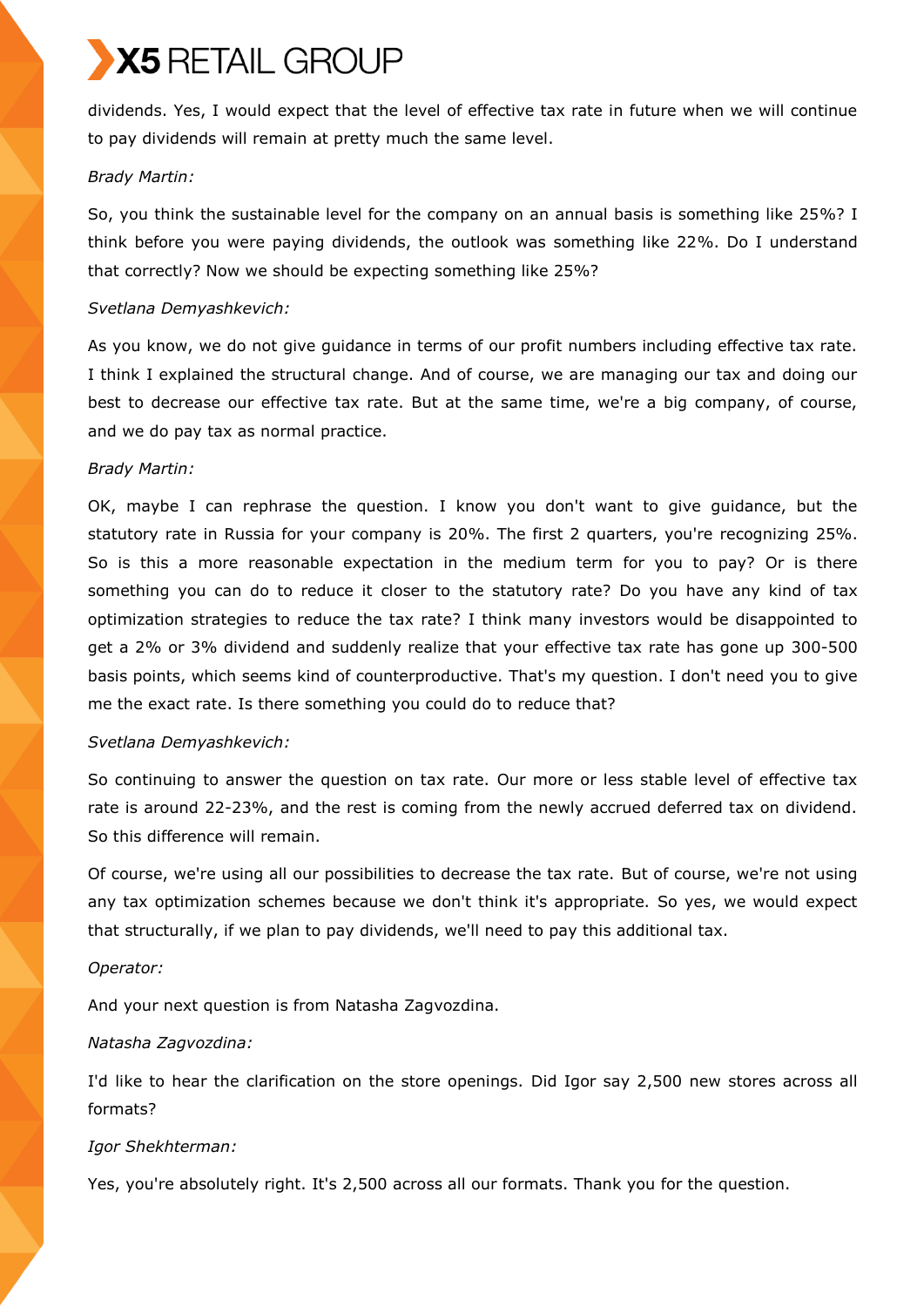dividends. Yes, I would expect that the level of effective tax rate in future when we will continue to pay dividends will remain at pretty much the same level.

*Brady Martin:*

So, you think the sustainable level for the company on an annual basis is something like 25%? I think before you were paying dividends, the outlook was something like 22%. Do I understand that correctly? Now we should be expecting something like 25%?

*Svetlana Demyashkevich:*

As you know, we do not give guidance in terms of our profit numbers including effective tax rate. I think I explained the structural change. And of course, we are managing our tax and doing our best to decrease our effective tax rate. But at the same time, we're a big company, of course, and we do pay tax as normal practice.

*Brady Martin:*

OK, maybe I can rephrase the question. I know you don't want to give guidance, but the statutory rate in Russia for your company is 20%. The first 2 quarters, you're recognizing 25%. So is this a more reasonable expectation in the medium term for you to pay? Or is there something you can do to reduce it closer to the statutory rate? Do you have any kind of tax optimization strategies to reduce the tax rate? I think many investors would be disappointed to get a 2% or 3% dividend and suddenly realize that your effective tax rate has gone up 300-500 basis points, which seems kind of counterproductive. That's my question. I don't need you to give me the exact rate. Is there something you could do to reduce that?

*Svetlana Demyashkevich:*

So continuing to answer the question on tax rate. Our more or less stable level of effective tax rate is around 22-23%, and the rest is coming from the newly accrued deferred tax on dividend. So this difference will remain.

Of course, we're using all our possibilities to decrease the tax rate. But of course, we're not using any tax optimization schemes because we don't think it's appropriate. So yes, we would expect that structurally, if we plan to pay dividends, we'll need to pay this additional tax.

*Operator:*

And your next question is from Natasha Zagvozdina.

*Natasha Zagvozdina:*

I'd like to hear the clarification on the store openings. Did Igor say 2,500 new stores across all formats?

*Igor Shekhterman:*

Yes, you're absolutely right. It's 2,500 across all our formats. Thank you for the question.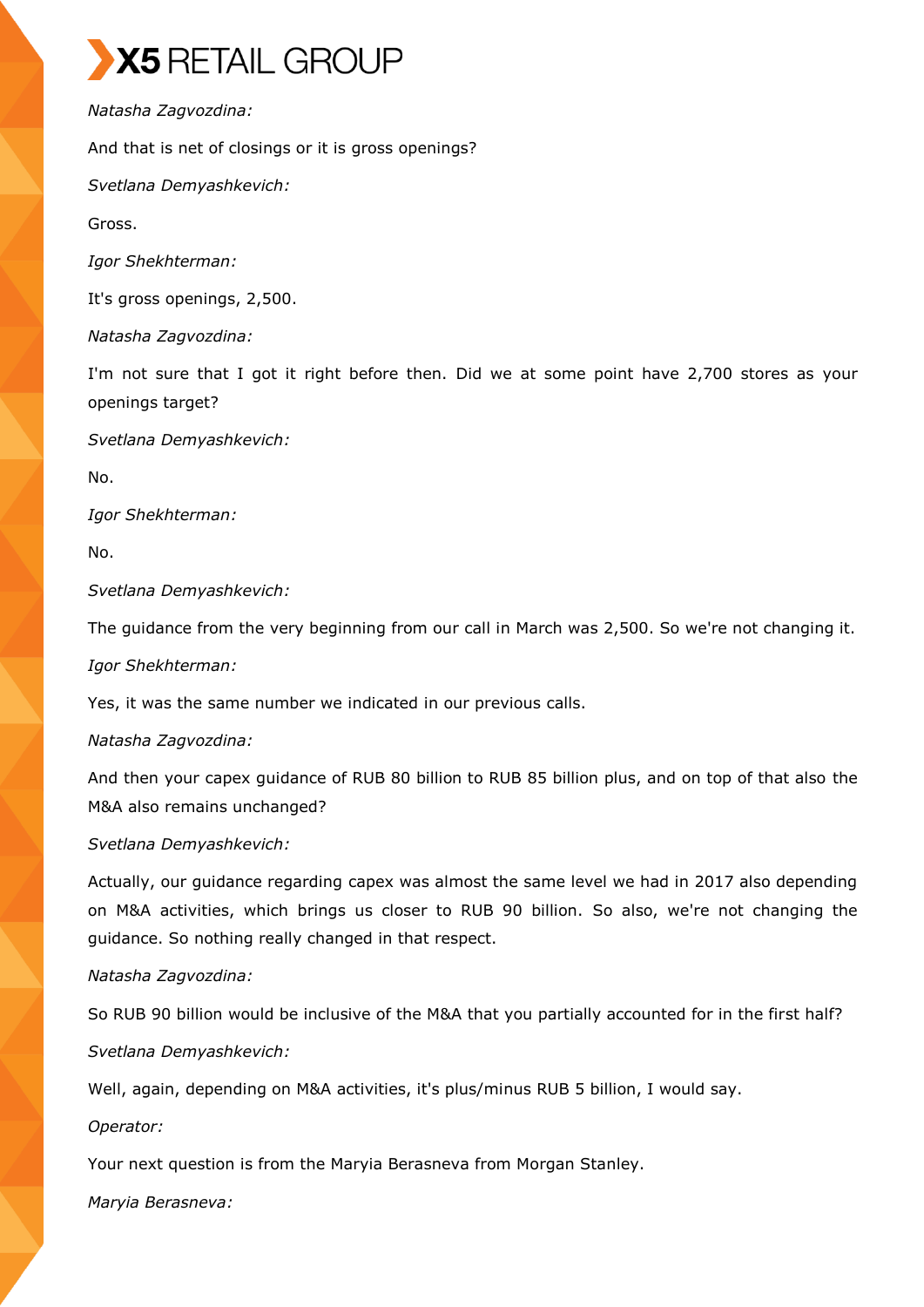*Natasha Zagvozdina:*

And that is net of closings or it is gross openings?

*Svetlana Demyashkevich:*

Gross.

*Igor Shekhterman:*

It's gross openings, 2,500.

*Natasha Zagvozdina:*

I'm not sure that I got it right before then. Did we at some point have 2,700 stores as your openings target?

*Svetlana Demyashkevich:*

No.

*Igor Shekhterman:*

No.

*Svetlana Demyashkevich:*

The guidance from the very beginning from our call in March was 2,500. So we're not changing it.

*Igor Shekhterman:*

Yes, it was the same number we indicated in our previous calls.

*Natasha Zagvozdina:*

And then your capex guidance of RUB 80 billion to RUB 85 billion plus, and on top of that also the M&A also remains unchanged?

*Svetlana Demyashkevich:*

Actually, our guidance regarding capex was almost the same level we had in 2017 also depending on M&A activities, which brings us closer to RUB 90 billion. So also, we're not changing the guidance. So nothing really changed in that respect.

*Natasha Zagvozdina:*

So RUB 90 billion would be inclusive of the M&A that you partially accounted for in the first half?

*Svetlana Demyashkevich:*

Well, again, depending on M&A activities, it's plus/minus RUB 5 billion, I would say.

*Operator:*

Your next question is from the Maryia Berasneva from Morgan Stanley.

*Maryia Berasneva:*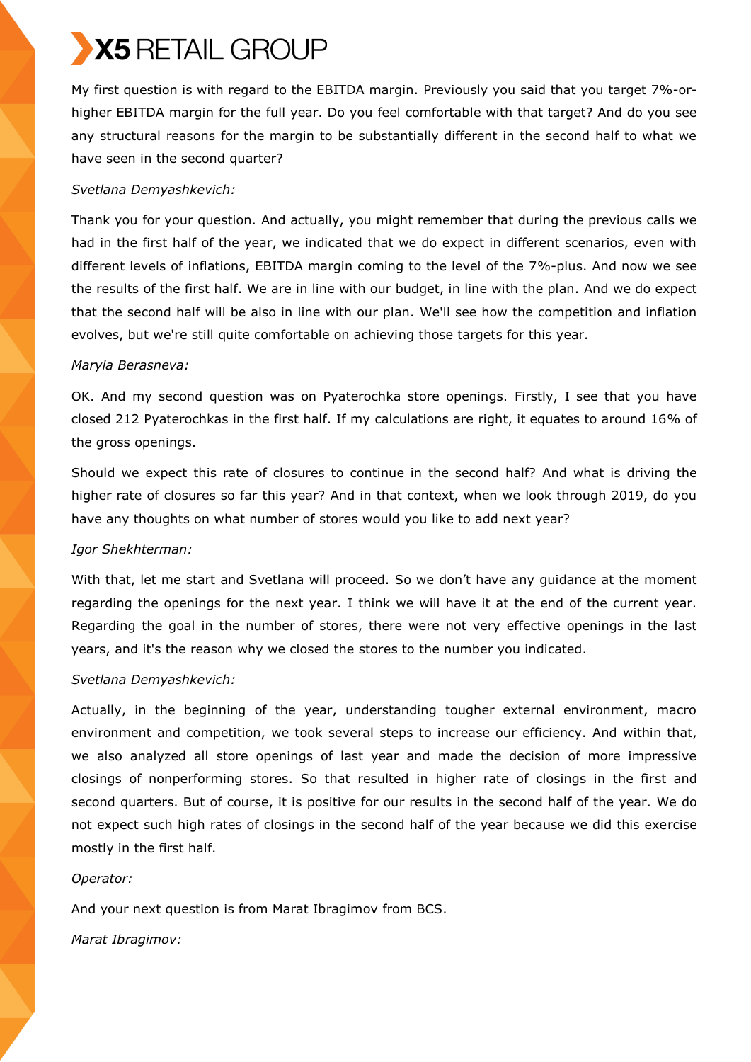My first question is with regard to the EBITDA margin. Previously you said that you target 7%-or-higher EBITDA margin for the full year. Do you feel comfortable with that target? And do you see any structural reasons for the margin to be substantially different in the second half to what we have seen in the second quarter?

*Svetlana Demyashkevich:*

Thank you for your question. And actually, you might remember that during the previous calls we had in the first half of the year, we indicated that we do expect in different scenarios, even with different levels of inflations, EBITDA margin coming to the level of the 7%-plus. And now we see the results of the first half. We are in line with our budget, in line with the plan. And we do expect that the second half will be also in line with our plan. We'll see how the competition and inflation evolves, but we're still quite comfortable on achieving those targets for this year.

*Maryia Berasneva:*

OK. And my second question was on Pyaterochka store openings. Firstly, I see that you have closed 212 Pyaterochkas in the first half. If my calculations are right, it equates to around 16% of the gross openings.

Should we expect this rate of closures to continue in the second half? And what is driving the higher rate of closures so far this year? And in that context, when we look through 2019, do you have any thoughts on what number of stores would you like to add next year?

*Igor Shekhterman:*

With that, let me start and Svetlana will proceed. So we don't have any guidance at the moment regarding the openings for the next year. I think we will have it at the end of the current year. Regarding the goal in the number of stores, there were not very effective openings in the last years, and it's the reason why we closed the stores to the number you indicated.

*Svetlana Demyashkevich:*

Actually, in the beginning of the year, understanding tougher external environment, macro environment and competition, we took several steps to increase our efficiency. And within that, we also analyzed all store openings of last year and made the decision of more impressive closings of nonperforming stores. So that resulted in higher rate of closings in the first and second quarters. But of course, it is positive for our results in the second half of the year. We do not expect such high rates of closings in the second half of the year because we did this exercise mostly in the first half.

*Operator:*

And your next question is from Marat Ibragimov from BCS.

*Marat Ibragimov:*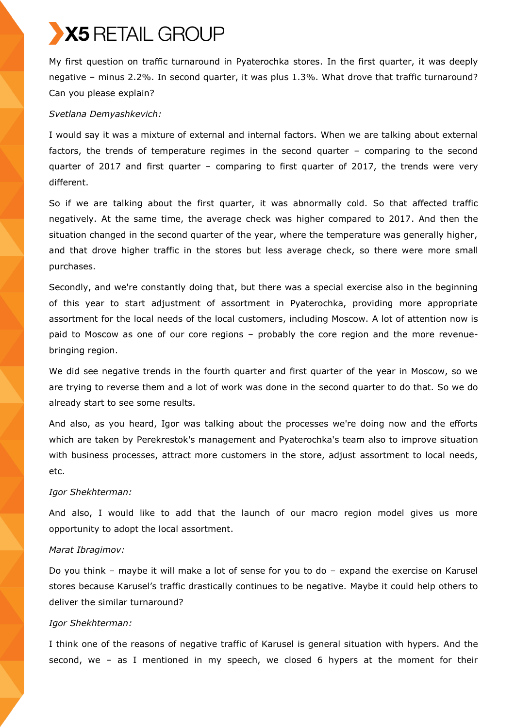My first question on traffic turnaround in Pyaterochka stores. In the first quarter, it was deeply negative – minus 2.2%. In second quarter, it was plus 1.3%. What drove that traffic turnaround? Can you please explain?

*Svetlana Demyashkevich:*

I would say it was a mixture of external and internal factors. When we are talking about external factors, the trends of temperature regimes in the second quarter – comparing to the second quarter of 2017 and first quarter – comparing to first quarter of 2017, the trends were very different.

So if we are talking about the first quarter, it was abnormally cold. So that affected traffic negatively. At the same time, the average check was higher compared to 2017. And then the situation changed in the second quarter of the year, where the temperature was generally higher, and that drove higher traffic in the stores but less average check, so there were more small purchases.

Secondly, and we're constantly doing that, but there was a special exercise also in the beginning of this year to start adjustment of assortment in Pyaterochka, providing more appropriate assortment for the local needs of the local customers, including Moscow. A lot of attention now is paid to Moscow as one of our core regions – probably the core region and the more revenue-bringing region.

We did see negative trends in the fourth quarter and first quarter of the year in Moscow, so we are trying to reverse them and a lot of work was done in the second quarter to do that. So we do already start to see some results.

And also, as you heard, Igor was talking about the processes we're doing now and the efforts which are taken by Perekrestok's management and Pyaterochka's team also to improve situation with business processes, attract more customers in the store, adjust assortment to local needs, etc.

*Igor Shekhterman:*

And also, I would like to add that the launch of our macro region model gives us more opportunity to adopt the local assortment.

*Marat Ibragimov:*

Do you think – maybe it will make a lot of sense for you to do – expand the exercise on Karusel stores because Karusel's traffic drastically continues to be negative. Maybe it could help others to deliver the similar turnaround?

*Igor Shekhterman:*

I think one of the reasons of negative traffic of Karusel is general situation with hypers. And the second, we – as I mentioned in my speech, we closed 6 hypers at the moment for their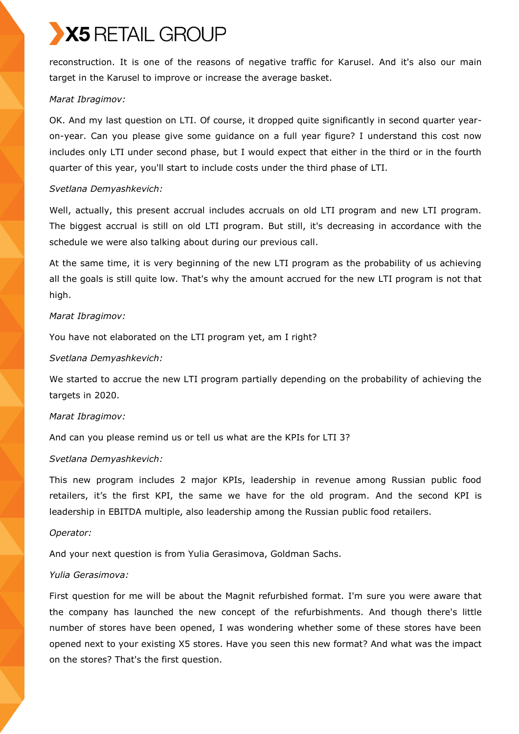reconstruction. It is one of the reasons of negative traffic for Karusel. And it's also our main target in the Karusel to improve or increase the average basket.

*Marat Ibragimov:*

OK. And my last question on LTI. Of course, it dropped quite significantly in second quarter year-on-year. Can you please give some guidance on a full year figure? I understand this cost now includes only LTI under second phase, but I would expect that either in the third or in the fourth quarter of this year, you'll start to include costs under the third phase of LTI.

*Svetlana Demyashkevich:*

Well, actually, this present accrual includes accruals on old LTI program and new LTI program. The biggest accrual is still on old LTI program. But still, it's decreasing in accordance with the schedule we were also talking about during our previous call.

At the same time, it is very beginning of the new LTI program as the probability of us achieving all the goals is still quite low. That's why the amount accrued for the new LTI program is not that high.

*Marat Ibragimov:*

You have not elaborated on the LTI program yet, am I right?

*Svetlana Demyashkevich:*

We started to accrue the new LTI program partially depending on the probability of achieving the targets in 2020.

*Marat Ibragimov:*

And can you please remind us or tell us what are the KPIs for LTI 3?

*Svetlana Demyashkevich:*

This new program includes 2 major KPIs, leadership in revenue among Russian public food retailers, it's the first KPI, the same we have for the old program. And the second KPI is leadership in EBITDA multiple, also leadership among the Russian public food retailers.

*Operator:*

And your next question is from Yulia Gerasimova, Goldman Sachs.

*Yulia Gerasimova:*

First question for me will be about the Magnit refurbished format. I'm sure you were aware that the company has launched the new concept of the refurbishments. And though there's little number of stores have been opened, I was wondering whether some of these stores have been opened next to your existing X5 stores. Have you seen this new format? And what was the impact on the stores? That's the first question.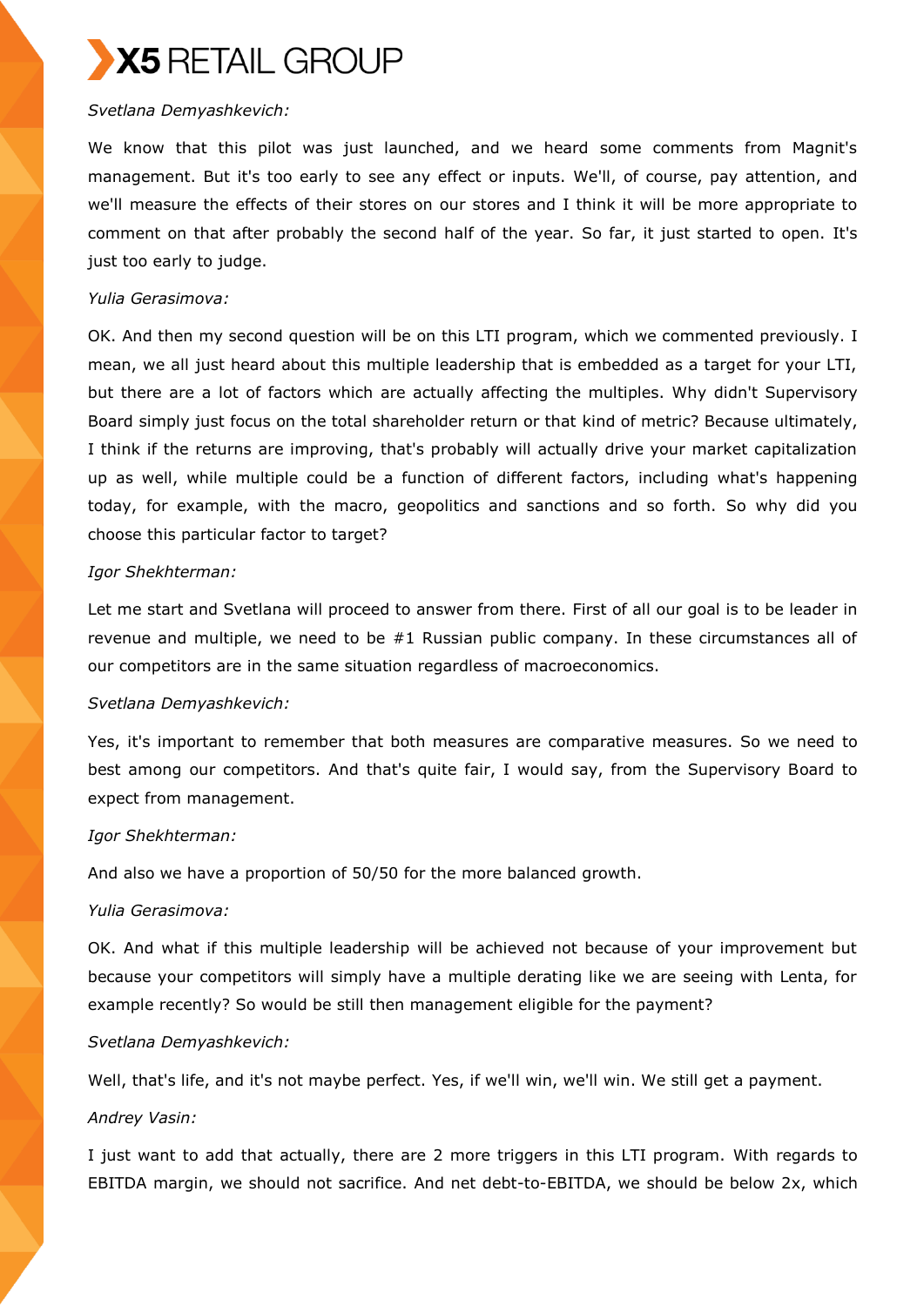*Svetlana Demyashkevich:*

We know that this pilot was just launched, and we heard some comments from Magnit's management. But it's too early to see any effect or inputs. We'll, of course, pay attention, and we'll measure the effects of their stores on our stores and I think it will be more appropriate to comment on that after probably the second half of the year. So far, it just started to open. It's just too early to judge.

*Yulia Gerasimova:*

OK. And then my second question will be on this LTI program, which we commented previously. I mean, we all just heard about this multiple leadership that is embedded as a target for your LTI, but there are a lot of factors which are actually affecting the multiples. Why didn't Supervisory Board simply just focus on the total shareholder return or that kind of metric? Because ultimately, I think if the returns are improving, that's probably will actually drive your market capitalization up as well, while multiple could be a function of different factors, including what's happening today, for example, with the macro, geopolitics and sanctions and so forth. So why did you choose this particular factor to target?

*Igor Shekhterman:*

Let me start and Svetlana will proceed to answer from there. First of all our goal is to be leader in revenue and multiple, we need to be #1 Russian public company. In these circumstances all of our competitors are in the same situation regardless of macroeconomics.

*Svetlana Demyashkevich:*

Yes, it's important to remember that both measures are comparative measures. So we need to best among our competitors. And that's quite fair, I would say, from the Supervisory Board to expect from management.

*Igor Shekhterman:*

And also we have a proportion of 50/50 for the more balanced growth.

*Yulia Gerasimova:*

OK. And what if this multiple leadership will be achieved not because of your improvement but because your competitors will simply have a multiple derating like we are seeing with Lenta, for example recently? So would be still then management eligible for the payment?

*Svetlana Demyashkevich:*

Well, that's life, and it's not maybe perfect. Yes, if we'll win, we'll win. We still get a payment.

*Andrey Vasin:*

I just want to add that actually, there are 2 more triggers in this LTI program. With regards to EBITDA margin, we should not sacrifice. And net debt-to-EBITDA, we should be below 2x, which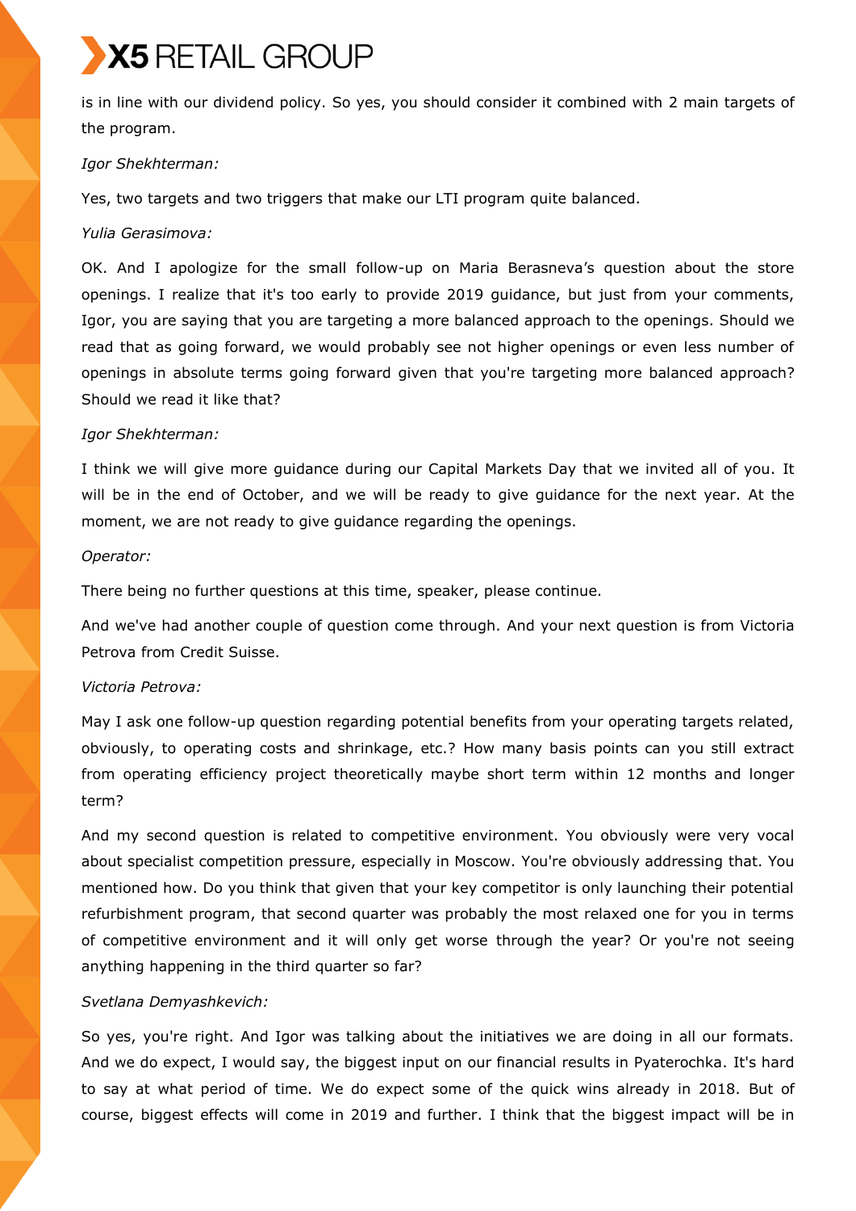is in line with our dividend policy. So yes, you should consider it combined with 2 main targets of the program.

*Igor Shekhterman:*

Yes, two targets and two triggers that make our LTI program quite balanced.

*Yulia Gerasimova:*

OK. And I apologize for the small follow-up on Maria Berasneva's question about the store openings. I realize that it's too early to provide 2019 guidance, but just from your comments, Igor, you are saying that you are targeting a more balanced approach to the openings. Should we read that as going forward, we would probably see not higher openings or even less number of openings in absolute terms going forward given that you're targeting more balanced approach? Should we read it like that?

*Igor Shekhterman:*

I think we will give more guidance during our Capital Markets Day that we invited all of you. It will be in the end of October, and we will be ready to give guidance for the next year. At the moment, we are not ready to give guidance regarding the openings.

*Operator:*

There being no further questions at this time, speaker, please continue.

And we've had another couple of question come through. And your next question is from Victoria Petrova from Credit Suisse.

*Victoria Petrova:*

May I ask one follow-up question regarding potential benefits from your operating targets related, obviously, to operating costs and shrinkage, etc.? How many basis points can you still extract from operating efficiency project theoretically maybe short term within 12 months and longer term?

And my second question is related to competitive environment. You obviously were very vocal about specialist competition pressure, especially in Moscow. You're obviously addressing that. You mentioned how. Do you think that given that your key competitor is only launching their potential refurbishment program, that second quarter was probably the most relaxed one for you in terms of competitive environment and it will only get worse through the year? Or you're not seeing anything happening in the third quarter so far?

*Svetlana Demyashkevich:*

So yes, you're right. And Igor was talking about the initiatives we are doing in all our formats. And we do expect, I would say, the biggest input on our financial results in Pyaterochka. It's hard to say at what period of time. We do expect some of the quick wins already in 2018. But of course, biggest effects will come in 2019 and further. I think that the biggest impact will be in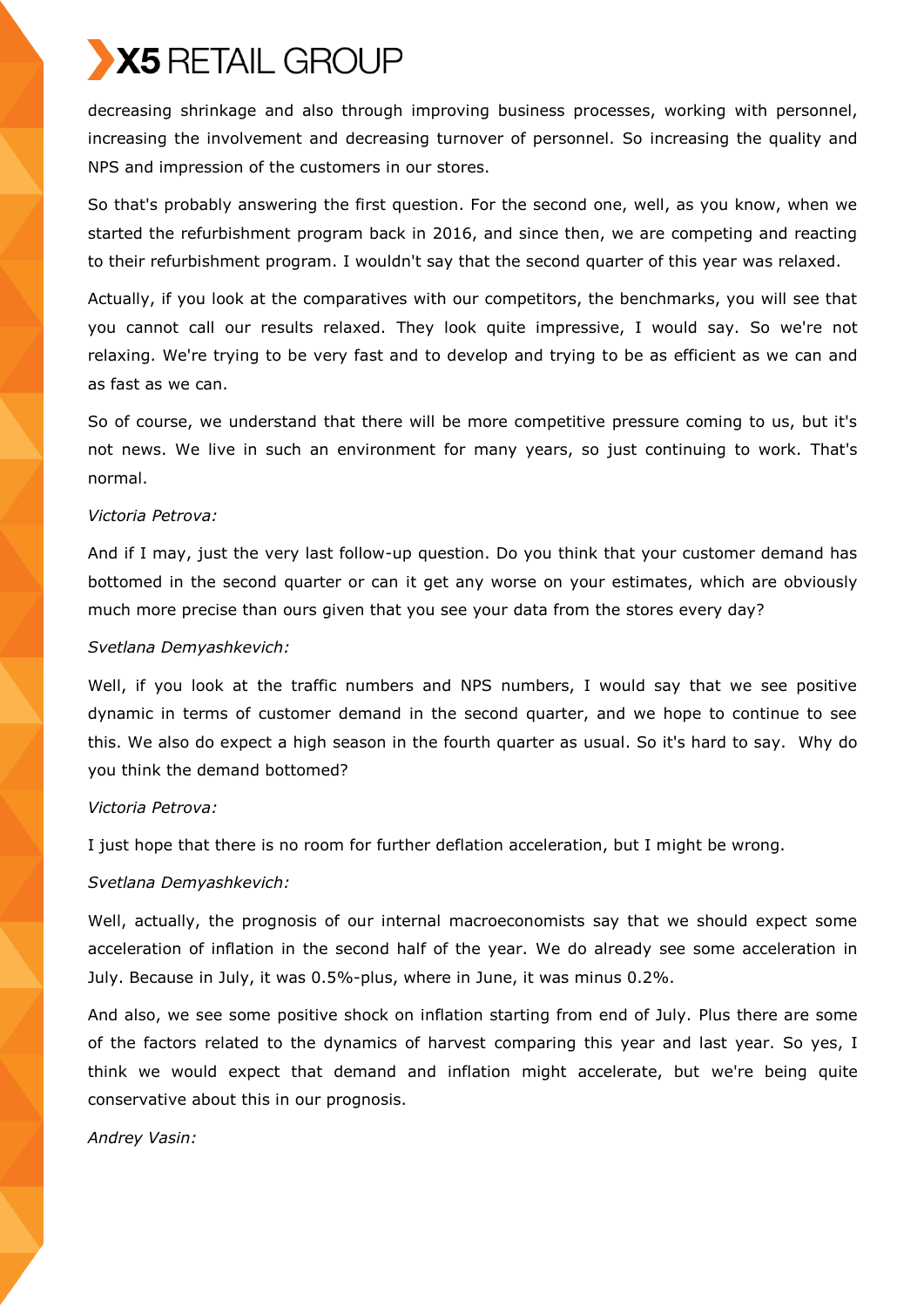decreasing shrinkage and also through improving business processes, working with personnel, increasing the involvement and decreasing turnover of personnel. So increasing the quality and NPS and impression of the customers in our stores.

So that's probably answering the first question. For the second one, well, as you know, when we started the refurbishment program back in 2016, and since then, we are competing and reacting to their refurbishment program. I wouldn't say that the second quarter of this year was relaxed.

Actually, if you look at the comparatives with our competitors, the benchmarks, you will see that you cannot call our results relaxed. They look quite impressive, I would say. So we're not relaxing. We're trying to be very fast and to develop and trying to be as efficient as we can and as fast as we can.

So of course, we understand that there will be more competitive pressure coming to us, but it's not news. We live in such an environment for many years, so just continuing to work. That's normal.

*Victoria Petrova:*

And if I may, just the very last follow-up question. Do you think that your customer demand has bottomed in the second quarter or can it get any worse on your estimates, which are obviously much more precise than ours given that you see your data from the stores every day?

*Svetlana Demyashkevich:*

Well, if you look at the traffic numbers and NPS numbers, I would say that we see positive dynamic in terms of customer demand in the second quarter, and we hope to continue to see this. We also do expect a high season in the fourth quarter as usual. So it's hard to say. Why do you think the demand bottomed?

*Victoria Petrova:*

I just hope that there is no room for further deflation acceleration, but I might be wrong.

*Svetlana Demyashkevich:*

Well, actually, the prognosis of our internal macroeconomists say that we should expect some acceleration of inflation in the second half of the year. We do already see some acceleration in July. Because in July, it was 0.5%-plus, where in June, it was minus 0.2%.

And also, we see some positive shock on inflation starting from end of July. Plus there are some of the factors related to the dynamics of harvest comparing this year and last year. So yes, I think we would expect that demand and inflation might accelerate, but we're being quite conservative about this in our prognosis.

*Andrey Vasin:*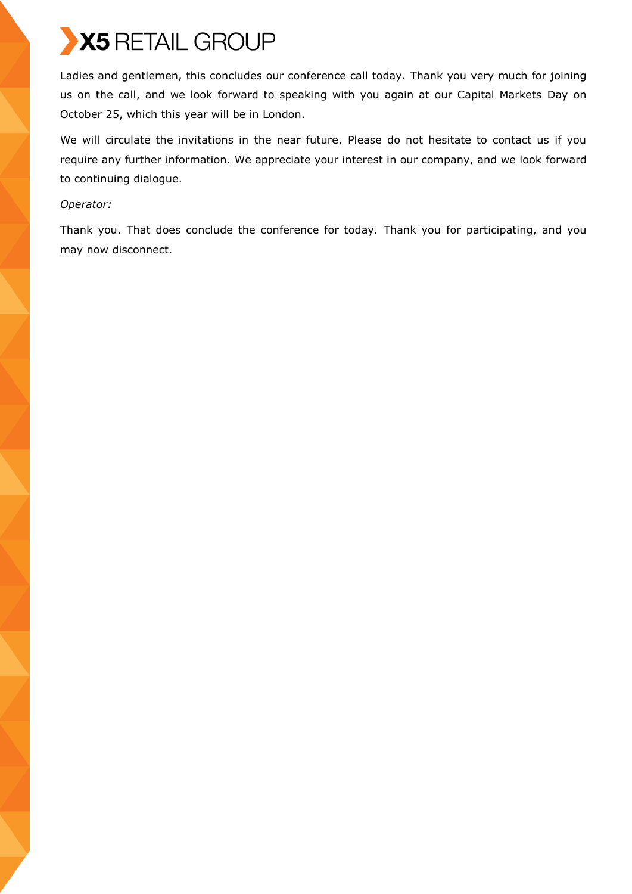Ladies and gentlemen, this concludes our conference call today. Thank you very much for joining us on the call, and we look forward to speaking with you again at our Capital Markets Day on October 25, which this year will be in London.

We will circulate the invitations in the near future. Please do not hesitate to contact us if you require any further information. We appreciate your interest in our company, and we look forward to continuing dialogue.

*Operator:*

Thank you. That does conclude the conference for today. Thank you for participating, and you may now disconnect.